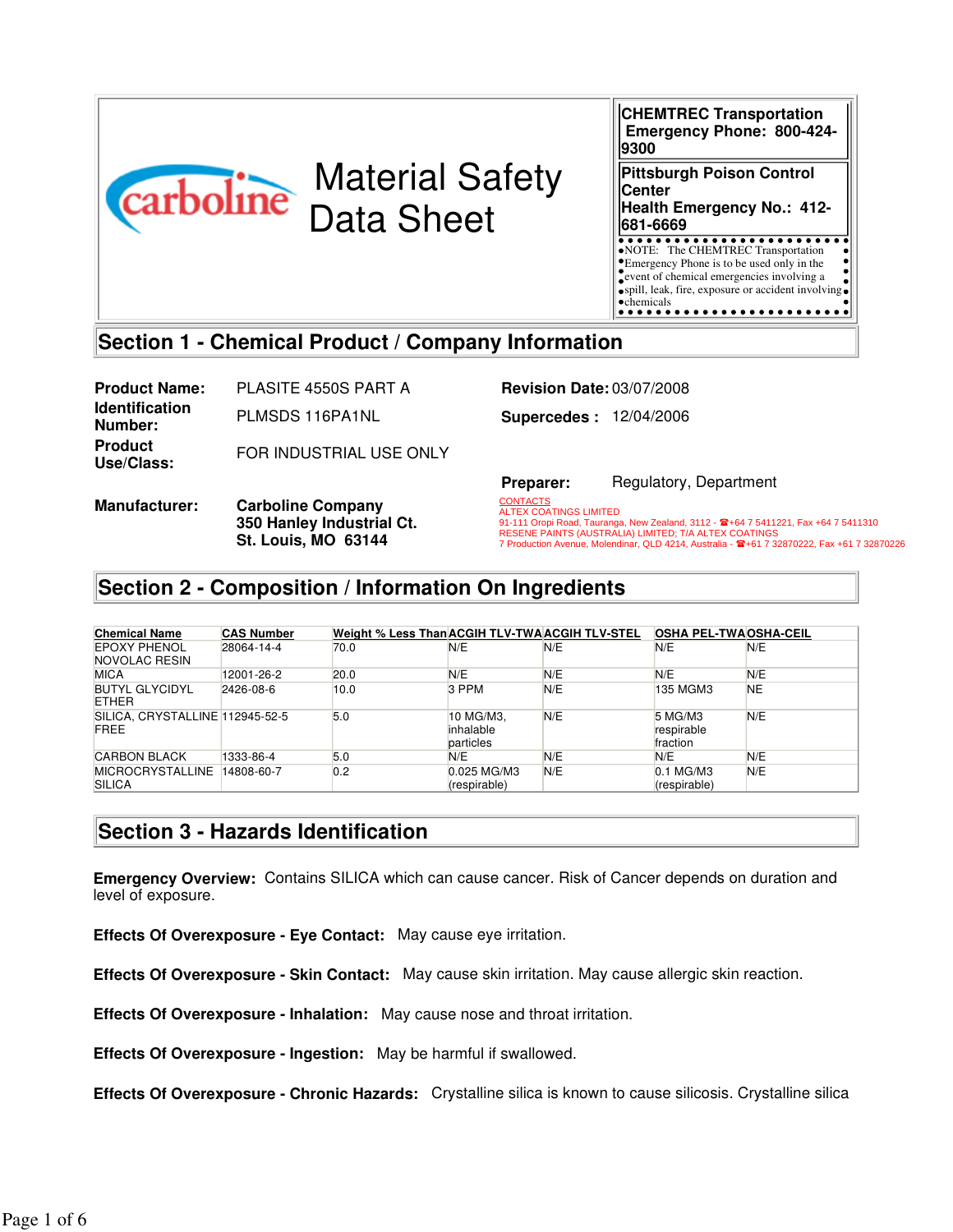carboline

# Material Safety Data Sheet

**CHEMTREC Transportation Emergency Phone: 800-424-9300**

**Pittsburgh Poison Control Center**
**Health Emergency No.: 412-681-6669**

NOTE: The CHEMTREC Transportation Emergency Phone is to be used only in the event of chemical emergencies involving a spill, leak, fire, exposure or accident involving chemicals

## Section 1 - Chemical Product / Company Information

**Product Name:** PLASITE 4550S PART A

**Identification Number:** PLMSDS 116PA1NL

**Product Use/Class:** FOR INDUSTRIAL USE ONLY

**Manufacturer:** **Carboline Company**
**350 Hanley Industrial Ct.**
**St. Louis, MO 63144**

**Revision Date:** 03/07/2008

**Supercedes :** 12/04/2006

**Preparer:** Regulatory, Department

CONTACTS
ALTEX COATINGS LIMITED
91-111 Oropi Road, Tauranga, New Zealand, 3112 - ☎+64 7 5411221, Fax +64 7 5411310
RESENE PAINTS (AUSTRALIA) LIMITED; T/A ALTEX COATINGS
7 Production Avenue, Molendinar, QLD 4214, Australia - ☎+61 7 32870222, Fax +61 7 32870226

## Section 2 - Composition / Information On Ingredients

| Chemical Name | CAS Number | Weight % Less Than | ACGIH TLV-TWA | ACGIH TLV-STEL | OSHA PEL-TWA | OSHA-CEIL |
|---|---|---|---|---|---|---|
| EPOXY PHENOL NOVOLAC RESIN | 28064-14-4 | 70.0 | N/E | N/E | N/E | N/E |
| MICA | 12001-26-2 | 20.0 | N/E | N/E | N/E | N/E |
| BUTYL GLYCIDYL ETHER | 2426-08-6 | 10.0 | 3 PPM | N/E | 135 MGM3 | NE |
| SILICA, CRYSTALLINE FREE | 112945-52-5 | 5.0 | 10 MG/M3, inhalable particles | N/E | 5 MG/M3 respirable fraction | N/E |
| CARBON BLACK | 1333-86-4 | 5.0 | N/E | N/E | N/E | N/E |
| MICROCRYSTALLINE SILICA | 14808-60-7 | 0.2 | 0.025 MG/M3 (respirable) | N/E | 0.1 MG/M3 (respirable) | N/E |

## Section 3 - Hazards Identification

**Emergency Overview:** Contains SILICA which can cause cancer. Risk of Cancer depends on duration and level of exposure.

**Effects Of Overexposure - Eye Contact:** May cause eye irritation.

**Effects Of Overexposure - Skin Contact:** May cause skin irritation. May cause allergic skin reaction.

**Effects Of Overexposure - Inhalation:** May cause nose and throat irritation.

**Effects Of Overexposure - Ingestion:** May be harmful if swallowed.

**Effects Of Overexposure - Chronic Hazards:** Crystalline silica is known to cause silicosis. Crystalline silica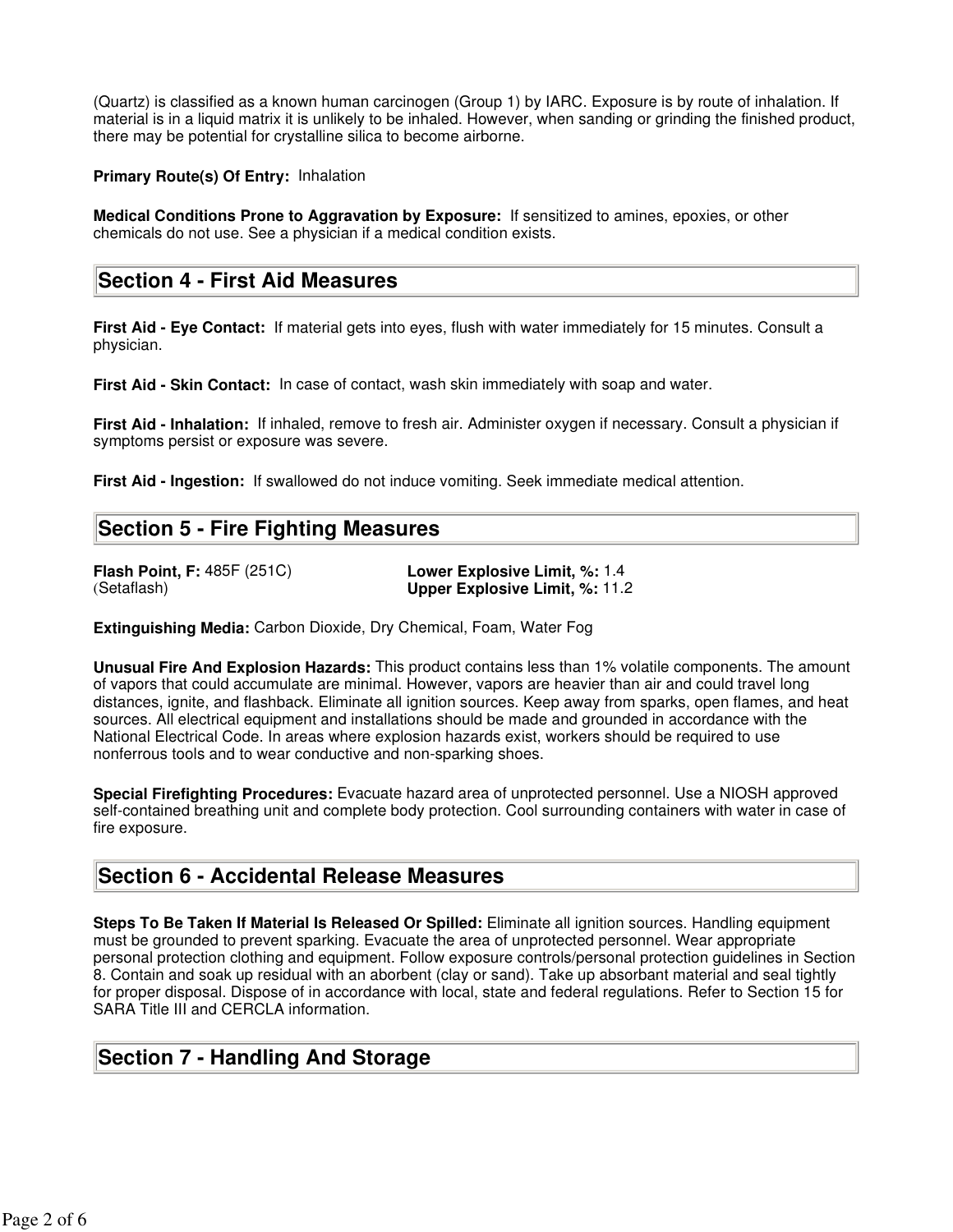(Quartz) is classified as a known human carcinogen (Group 1) by IARC. Exposure is by route of inhalation. If material is in a liquid matrix it is unlikely to be inhaled. However, when sanding or grinding the finished product, there may be potential for crystalline silica to become airborne.

**Primary Route(s) Of Entry:** Inhalation

**Medical Conditions Prone to Aggravation by Exposure:** If sensitized to amines, epoxies, or other chemicals do not use. See a physician if a medical condition exists.

## Section 4 - First Aid Measures

**First Aid - Eye Contact:** If material gets into eyes, flush with water immediately for 15 minutes. Consult a physician.

**First Aid - Skin Contact:** In case of contact, wash skin immediately with soap and water.

**First Aid - Inhalation:** If inhaled, remove to fresh air. Administer oxygen if necessary. Consult a physician if symptoms persist or exposure was severe.

**First Aid - Ingestion:** If swallowed do not induce vomiting. Seek immediate medical attention.

## Section 5 - Fire Fighting Measures

**Flash Point, F:** 485F (251C) (Setaflash)

**Lower Explosive Limit, %:** 1.4
**Upper Explosive Limit, %:** 11.2

**Extinguishing Media:** Carbon Dioxide, Dry Chemical, Foam, Water Fog

**Unusual Fire And Explosion Hazards:** This product contains less than 1% volatile components. The amount of vapors that could accumulate are minimal. However, vapors are heavier than air and could travel long distances, ignite, and flashback. Eliminate all ignition sources. Keep away from sparks, open flames, and heat sources. All electrical equipment and installations should be made and grounded in accordance with the National Electrical Code. In areas where explosion hazards exist, workers should be required to use nonferrous tools and to wear conductive and non-sparking shoes.

**Special Firefighting Procedures:** Evacuate hazard area of unprotected personnel. Use a NIOSH approved self-contained breathing unit and complete body protection. Cool surrounding containers with water in case of fire exposure.

## Section 6 - Accidental Release Measures

**Steps To Be Taken If Material Is Released Or Spilled:** Eliminate all ignition sources. Handling equipment must be grounded to prevent sparking. Evacuate the area of unprotected personnel. Wear appropriate personal protection clothing and equipment. Follow exposure controls/personal protection guidelines in Section 8. Contain and soak up residual with an aborbent (clay or sand). Take up absorbant material and seal tightly for proper disposal. Dispose of in accordance with local, state and federal regulations. Refer to Section 15 for SARA Title III and CERCLA information.

## Section 7 - Handling And Storage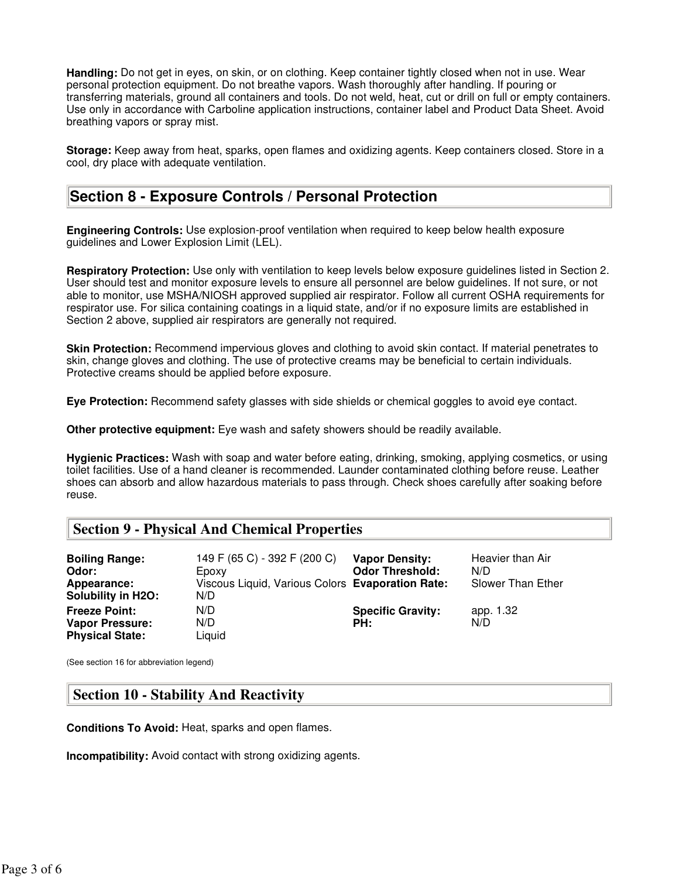**Handling:** Do not get in eyes, on skin, or on clothing. Keep container tightly closed when not in use. Wear personal protection equipment. Do not breathe vapors. Wash thoroughly after handling. If pouring or transferring materials, ground all containers and tools. Do not weld, heat, cut or drill on full or empty containers. Use only in accordance with Carboline application instructions, container label and Product Data Sheet. Avoid breathing vapors or spray mist.

**Storage:** Keep away from heat, sparks, open flames and oxidizing agents. Keep containers closed. Store in a cool, dry place with adequate ventilation.

## Section 8 - Exposure Controls / Personal Protection

**Engineering Controls:** Use explosion-proof ventilation when required to keep below health exposure guidelines and Lower Explosion Limit (LEL).

**Respiratory Protection:** Use only with ventilation to keep levels below exposure guidelines listed in Section 2. User should test and monitor exposure levels to ensure all personnel are below guidelines. If not sure, or not able to monitor, use MSHA/NIOSH approved supplied air respirator. Follow all current OSHA requirements for respirator use. For silica containing coatings in a liquid state, and/or if no exposure limits are established in Section 2 above, supplied air respirators are generally not required.

**Skin Protection:** Recommend impervious gloves and clothing to avoid skin contact. If material penetrates to skin, change gloves and clothing. The use of protective creams may be beneficial to certain individuals. Protective creams should be applied before exposure.

**Eye Protection:** Recommend safety glasses with side shields or chemical goggles to avoid eye contact.

**Other protective equipment:** Eye wash and safety showers should be readily available.

**Hygienic Practices:** Wash with soap and water before eating, drinking, smoking, applying cosmetics, or using toilet facilities. Use of a hand cleaner is recommended. Launder contaminated clothing before reuse. Leather shoes can absorb and allow hazardous materials to pass through. Check shoes carefully after soaking before reuse.

## Section 9 - Physical And Chemical Properties

| | | | |
|---|---|---|---|
| **Boiling Range:** | 149 F (65 C) - 392 F (200 C) | **Vapor Density:** | Heavier than Air |
| **Odor:** | Epoxy | **Odor Threshold:** | N/D |
| **Appearance:** | Viscous Liquid, Various Colors | **Evaporation Rate:** | Slower Than Ether |
| **Solubility in H2O:** | N/D | | |
| **Freeze Point:** | N/D | **Specific Gravity:** | app. 1.32 |
| **Vapor Pressure:** | N/D | **PH:** | N/D |
| **Physical State:** | Liquid | | |

(See section 16 for abbreviation legend)

## Section 10 - Stability And Reactivity

**Conditions To Avoid:** Heat, sparks and open flames.

**Incompatibility:** Avoid contact with strong oxidizing agents.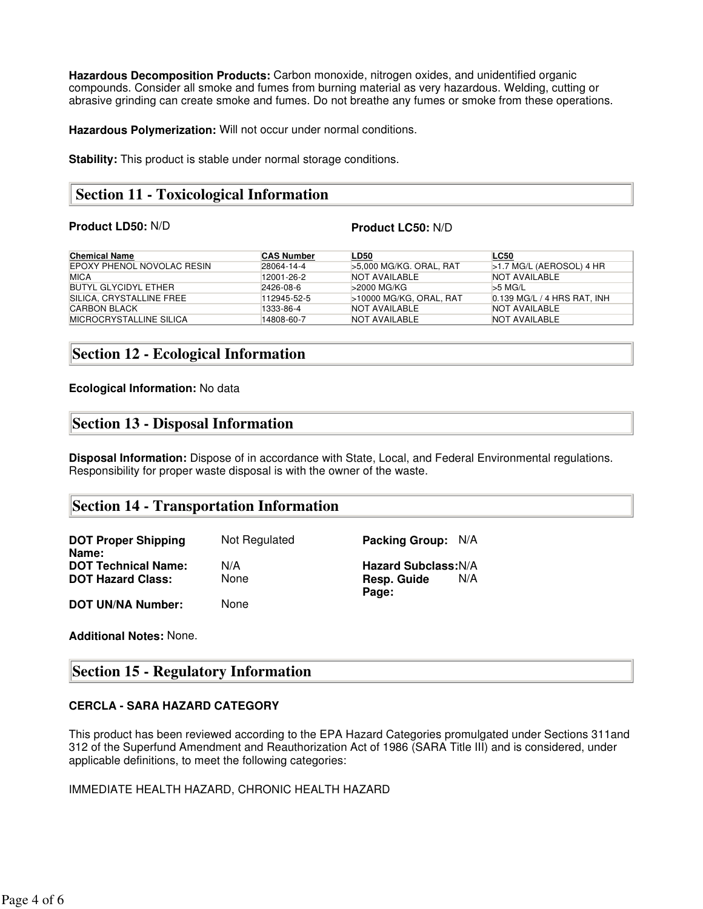**Hazardous Decomposition Products:** Carbon monoxide, nitrogen oxides, and unidentified organic compounds. Consider all smoke and fumes from burning material as very hazardous. Welding, cutting or abrasive grinding can create smoke and fumes. Do not breathe any fumes or smoke from these operations.

**Hazardous Polymerization:** Will not occur under normal conditions.

**Stability:** This product is stable under normal storage conditions.

## Section 11 - Toxicological Information

**Product LD50:** N/D

**Product LC50:** N/D

| Chemical Name | CAS Number | LD50 | LC50 |
|---|---|---|---|
| EPOXY PHENOL NOVOLAC RESIN | 28064-14-4 | >5,000 MG/KG. ORAL, RAT | >1.7 MG/L (AEROSOL) 4 HR |
| MICA | 12001-26-2 | NOT AVAILABLE | NOT AVAILABLE |
| BUTYL GLYCIDYL ETHER | 2426-08-6 | >2000 MG/KG | >5 MG/L |
| SILICA, CRYSTALLINE FREE | 112945-52-5 | >10000 MG/KG, ORAL, RAT | 0.139 MG/L / 4 HRS RAT, INH |
| CARBON BLACK | 1333-86-4 | NOT AVAILABLE | NOT AVAILABLE |
| MICROCRYSTALLINE SILICA | 14808-60-7 | NOT AVAILABLE | NOT AVAILABLE |

## Section 12 - Ecological Information

**Ecological Information:** No data

## Section 13 - Disposal Information

**Disposal Information:** Dispose of in accordance with State, Local, and Federal Environmental regulations. Responsibility for proper waste disposal is with the owner of the waste.

## Section 14 - Transportation Information

**DOT Proper Shipping Name:** Not Regulated

**DOT Technical Name:** N/A

**DOT Hazard Class:** None

**DOT UN/NA Number:** None

**Packing Group:** N/A

**Hazard Subclass:** N/A

**Resp. Guide Page:** N/A

**Additional Notes:** None.

## Section 15 - Regulatory Information

**CERCLA - SARA HAZARD CATEGORY**

This product has been reviewed according to the EPA Hazard Categories promulgated under Sections 311and 312 of the Superfund Amendment and Reauthorization Act of 1986 (SARA Title III) and is considered, under applicable definitions, to meet the following categories:

IMMEDIATE HEALTH HAZARD, CHRONIC HEALTH HAZARD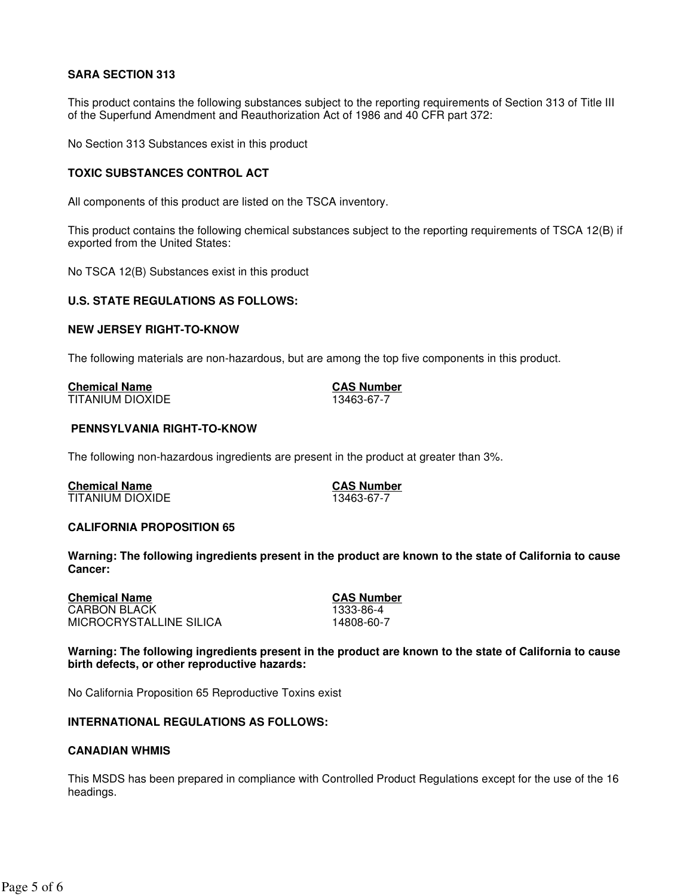**SARA SECTION 313**

This product contains the following substances subject to the reporting requirements of Section 313 of Title III of the Superfund Amendment and Reauthorization Act of 1986 and 40 CFR part 372:

No Section 313 Substances exist in this product

**TOXIC SUBSTANCES CONTROL ACT**

All components of this product are listed on the TSCA inventory.

This product contains the following chemical substances subject to the reporting requirements of TSCA 12(B) if exported from the United States:

No TSCA 12(B) Substances exist in this product

**U.S. STATE REGULATIONS AS FOLLOWS:**

**NEW JERSEY RIGHT-TO-KNOW**

The following materials are non-hazardous, but are among the top five components in this product.

| Chemical Name | CAS Number |
|---|---|
| TITANIUM DIOXIDE | 13463-67-7 |

**PENNSYLVANIA RIGHT-TO-KNOW**

The following non-hazardous ingredients are present in the product at greater than 3%.

| Chemical Name | CAS Number |
|---|---|
| TITANIUM DIOXIDE | 13463-67-7 |

**CALIFORNIA PROPOSITION 65**

**Warning: The following ingredients present in the product are known to the state of California to cause Cancer:**

| Chemical Name | CAS Number |
|---|---|
| CARBON BLACK | 1333-86-4 |
| MICROCRYSTALLINE SILICA | 14808-60-7 |

**Warning: The following ingredients present in the product are known to the state of California to cause birth defects, or other reproductive hazards:**

No California Proposition 65 Reproductive Toxins exist

**INTERNATIONAL REGULATIONS AS FOLLOWS:**

**CANADIAN WHMIS**

This MSDS has been prepared in compliance with Controlled Product Regulations except for the use of the 16 headings.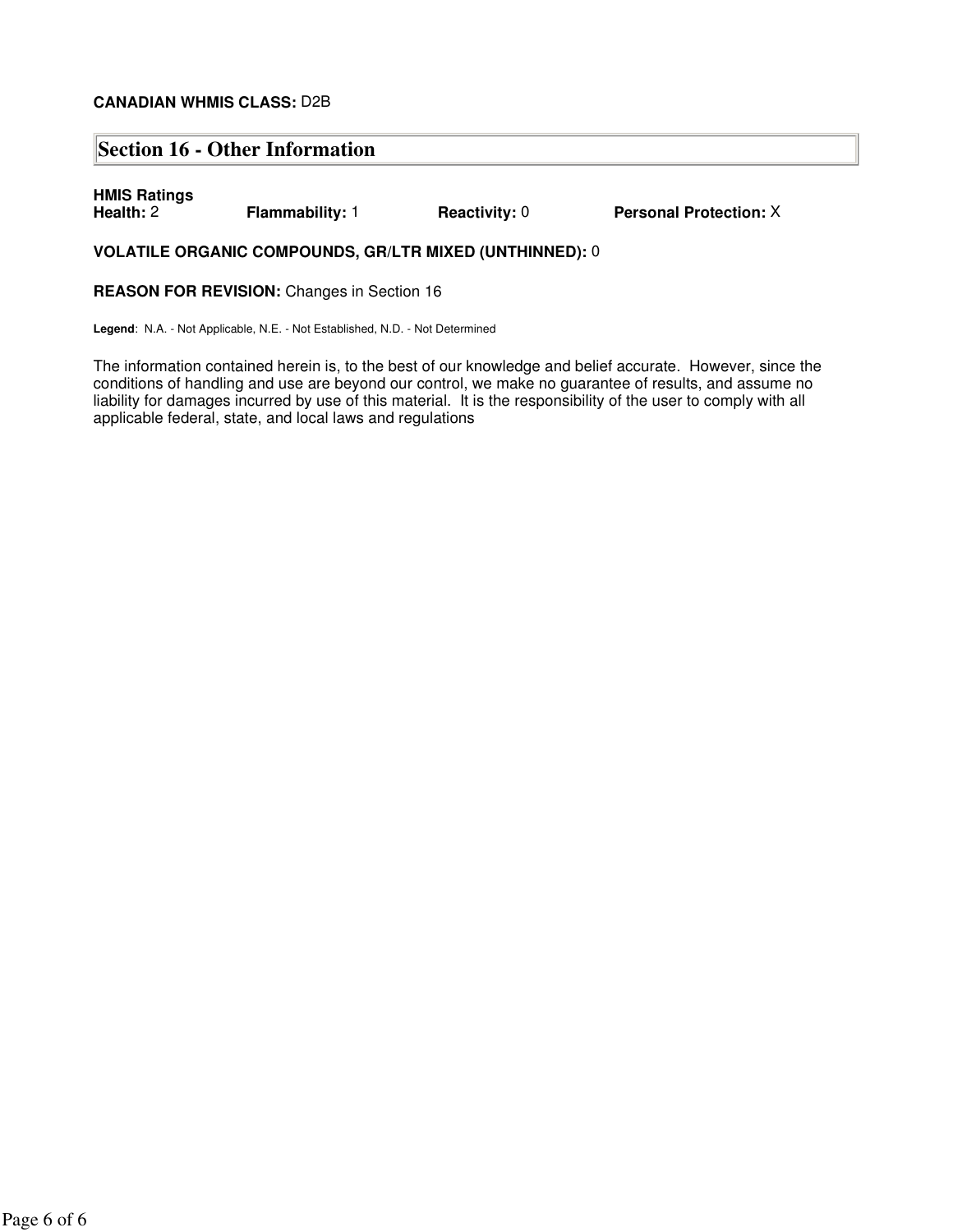**CANADIAN WHMIS CLASS:** D2B

## Section 16 - Other Information

**HMIS Ratings**

**Health:** 2 **Flammability:** 1 **Reactivity:** 0 **Personal Protection:** X

**VOLATILE ORGANIC COMPOUNDS, GR/LTR MIXED (UNTHINNED):** 0

**REASON FOR REVISION:** Changes in Section 16

**Legend**: N.A. - Not Applicable, N.E. - Not Established, N.D. - Not Determined

The information contained herein is, to the best of our knowledge and belief accurate. However, since the conditions of handling and use are beyond our control, we make no guarantee of results, and assume no liability for damages incurred by use of this material. It is the responsibility of the user to comply with all applicable federal, state, and local laws and regulations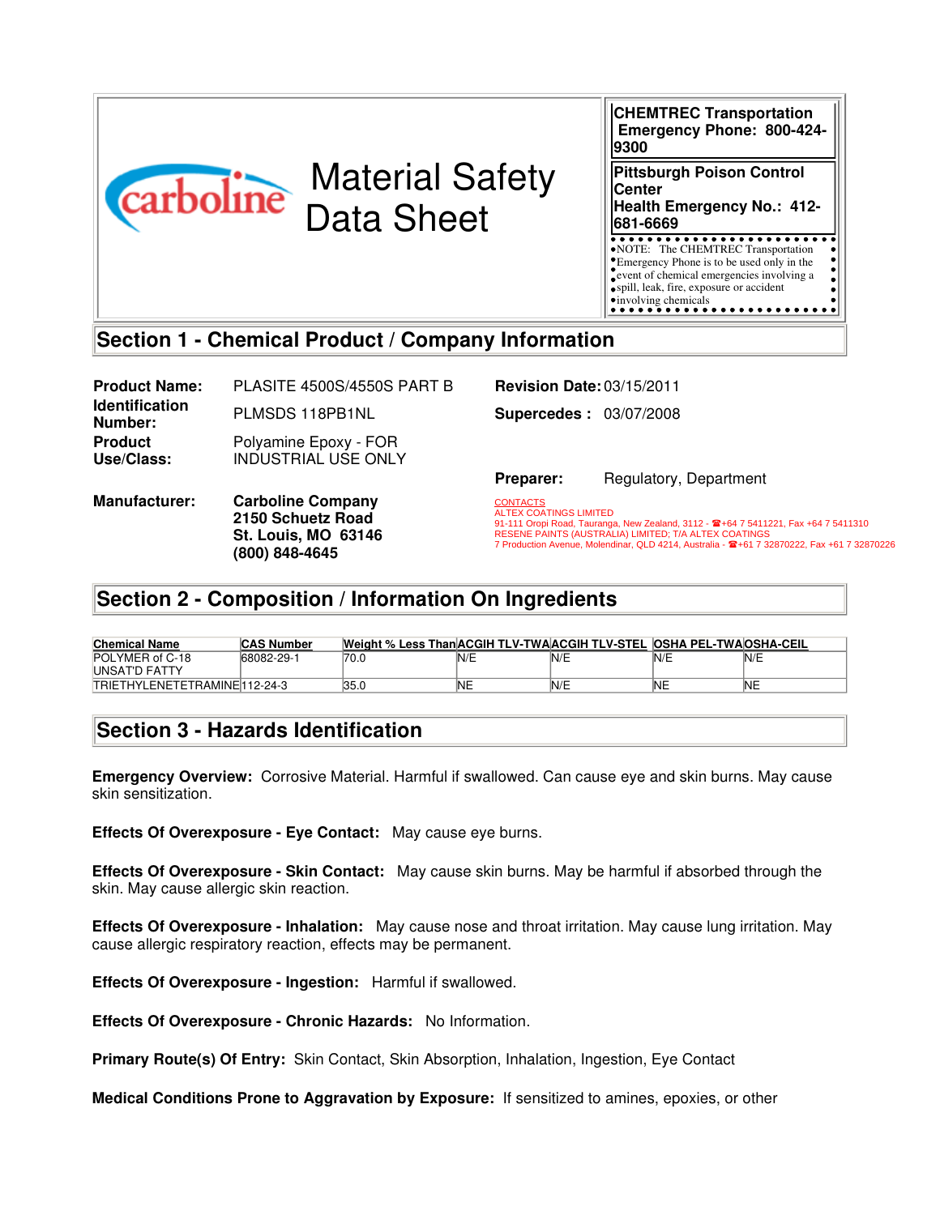carboline

# Material Safety Data Sheet

**CHEMTREC Transportation Emergency Phone: 800-424-9300**

**Pittsburgh Poison Control Center Health Emergency No.: 412-681-6669**

NOTE: The CHEMTREC Transportation Emergency Phone is to be used only in the event of chemical emergencies involving a spill, leak, fire, exposure or accident involving chemicals

## Section 1 - Chemical Product / Company Information

**Product Name:** PLASITE 4500S/4550S PART B

**Identification Number:** PLMSDS 118PB1NL

**Product Use/Class:** Polyamine Epoxy - FOR INDUSTRIAL USE ONLY

**Manufacturer:** **Carboline Company**
**2150 Schuetz Road**
**St. Louis, MO 63146**
**(800) 848-4645**

**Revision Date:** 03/15/2011

**Supercedes :** 03/07/2008

**Preparer:** Regulatory, Department

CONTACTS
ALTEX COATINGS LIMITED
91-111 Oropi Road, Tauranga, New Zealand, 3112 - ☎+64 7 5411221, Fax +64 7 5411310
RESENE PAINTS (AUSTRALIA) LIMITED; T/A ALTEX COATINGS
7 Production Avenue, Molendinar, QLD 4214, Australia - ☎+61 7 32870222, Fax +61 7 32870226

## Section 2 - Composition / Information On Ingredients

| Chemical Name | CAS Number | Weight % Less Than | ACGIH TLV-TWA | ACGIH TLV-STEL | OSHA PEL-TWA | OSHA-CEIL |
|---|---|---|---|---|---|---|
| POLYMER of C-18 UNSAT'D FATTY | 68082-29-1 | 70.0 | N/E | N/E | N/E | N/E |
| TRIETHYLENETETRAMINE | 112-24-3 | 35.0 | NE | N/E | NE | NE |

## Section 3 - Hazards Identification

**Emergency Overview:** Corrosive Material. Harmful if swallowed. Can cause eye and skin burns. May cause skin sensitization.

**Effects Of Overexposure - Eye Contact:** May cause eye burns.

**Effects Of Overexposure - Skin Contact:** May cause skin burns. May be harmful if absorbed through the skin. May cause allergic skin reaction.

**Effects Of Overexposure - Inhalation:** May cause nose and throat irritation. May cause lung irritation. May cause allergic respiratory reaction, effects may be permanent.

**Effects Of Overexposure - Ingestion:** Harmful if swallowed.

**Effects Of Overexposure - Chronic Hazards:** No Information.

**Primary Route(s) Of Entry:** Skin Contact, Skin Absorption, Inhalation, Ingestion, Eye Contact

**Medical Conditions Prone to Aggravation by Exposure:** If sensitized to amines, epoxies, or other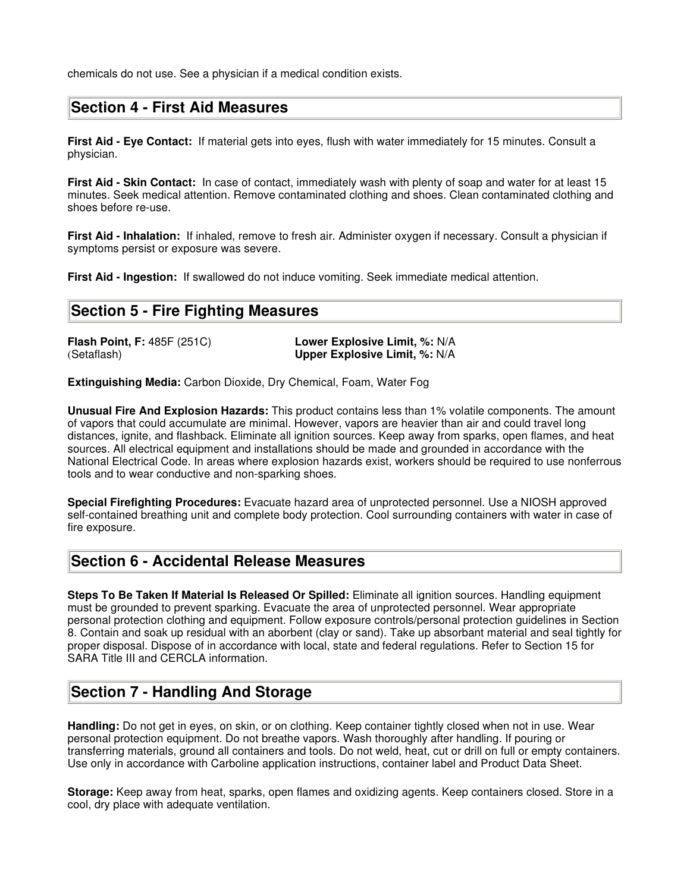chemicals do not use. See a physician if a medical condition exists.

## Section 4 - First Aid Measures

**First Aid - Eye Contact:** If material gets into eyes, flush with water immediately for 15 minutes. Consult a physician.

**First Aid - Skin Contact:** In case of contact, immediately wash with plenty of soap and water for at least 15 minutes. Seek medical attention. Remove contaminated clothing and shoes. Clean contaminated clothing and shoes before re-use.

**First Aid - Inhalation:** If inhaled, remove to fresh air. Administer oxygen if necessary. Consult a physician if symptoms persist or exposure was severe.

**First Aid - Ingestion:** If swallowed do not induce vomiting. Seek immediate medical attention.

## Section 5 - Fire Fighting Measures

**Flash Point, F:** 485F (251C) (Setaflash)

**Lower Explosive Limit, %:** N/A
**Upper Explosive Limit, %:** N/A

**Extinguishing Media:** Carbon Dioxide, Dry Chemical, Foam, Water Fog

**Unusual Fire And Explosion Hazards:** This product contains less than 1% volatile components. The amount of vapors that could accumulate are minimal. However, vapors are heavier than air and could travel long distances, ignite, and flashback. Eliminate all ignition sources. Keep away from sparks, open flames, and heat sources. All electrical equipment and installations should be made and grounded in accordance with the National Electrical Code. In areas where explosion hazards exist, workers should be required to use nonferrous tools and to wear conductive and non-sparking shoes.

**Special Firefighting Procedures:** Evacuate hazard area of unprotected personnel. Use a NIOSH approved self-contained breathing unit and complete body protection. Cool surrounding containers with water in case of fire exposure.

## Section 6 - Accidental Release Measures

**Steps To Be Taken If Material Is Released Or Spilled:** Eliminate all ignition sources. Handling equipment must be grounded to prevent sparking. Evacuate the area of unprotected personnel. Wear appropriate personal protection clothing and equipment. Follow exposure controls/personal protection guidelines in Section 8. Contain and soak up residual with an aborbent (clay or sand). Take up absorbant material and seal tightly for proper disposal. Dispose of in accordance with local, state and federal regulations. Refer to Section 15 for SARA Title III and CERCLA information.

## Section 7 - Handling And Storage

**Handling:** Do not get in eyes, on skin, or on clothing. Keep container tightly closed when not in use. Wear personal protection equipment. Do not breathe vapors. Wash thoroughly after handling. If pouring or transferring materials, ground all containers and tools. Do not weld, heat, cut or drill on full or empty containers. Use only in accordance with Carboline application instructions, container label and Product Data Sheet.

**Storage:** Keep away from heat, sparks, open flames and oxidizing agents. Keep containers closed. Store in a cool, dry place with adequate ventilation.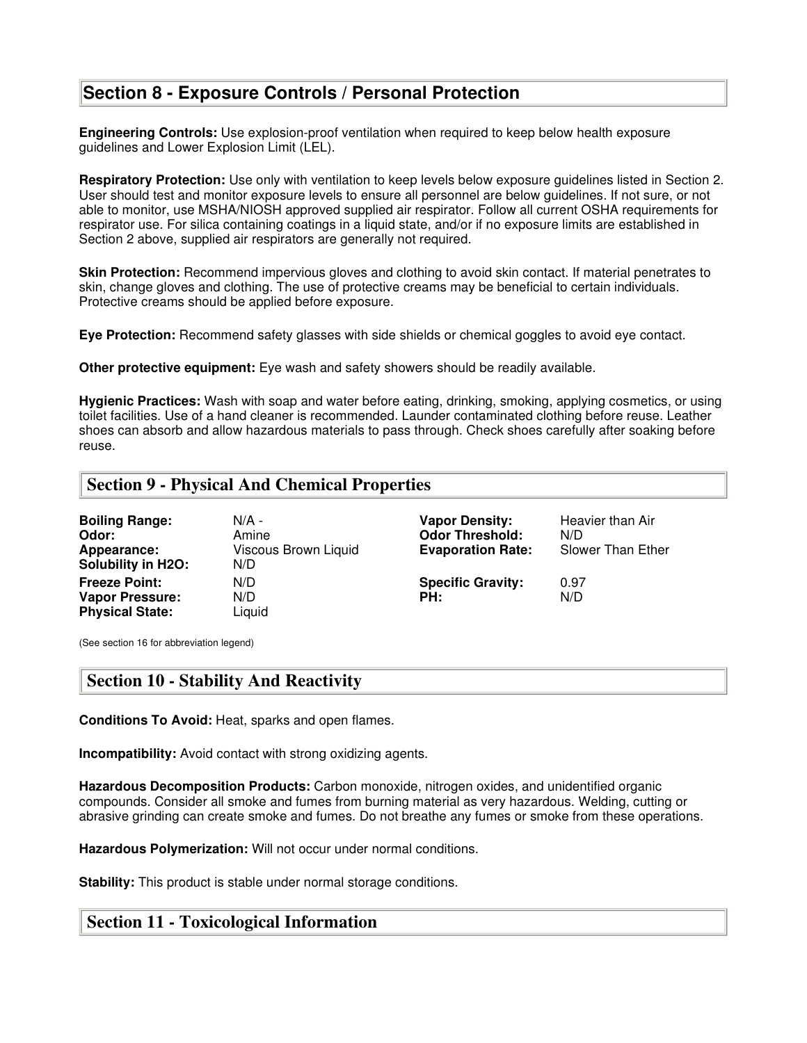## Section 8 - Exposure Controls / Personal Protection

**Engineering Controls:** Use explosion-proof ventilation when required to keep below health exposure guidelines and Lower Explosion Limit (LEL).

**Respiratory Protection:** Use only with ventilation to keep levels below exposure guidelines listed in Section 2. User should test and monitor exposure levels to ensure all personnel are below guidelines. If not sure, or not able to monitor, use MSHA/NIOSH approved supplied air respirator. Follow all current OSHA requirements for respirator use. For silica containing coatings in a liquid state, and/or if no exposure limits are established in Section 2 above, supplied air respirators are generally not required.

**Skin Protection:** Recommend impervious gloves and clothing to avoid skin contact. If material penetrates to skin, change gloves and clothing. The use of protective creams may be beneficial to certain individuals. Protective creams should be applied before exposure.

**Eye Protection:** Recommend safety glasses with side shields or chemical goggles to avoid eye contact.

**Other protective equipment:** Eye wash and safety showers should be readily available.

**Hygienic Practices:** Wash with soap and water before eating, drinking, smoking, applying cosmetics, or using toilet facilities. Use of a hand cleaner is recommended. Launder contaminated clothing before reuse. Leather shoes can absorb and allow hazardous materials to pass through. Check shoes carefully after soaking before reuse.

## Section 9 - Physical And Chemical Properties

| | | | |
|---|---|---|---|
| **Boiling Range:** | N/A - | **Vapor Density:** | Heavier than Air |
| **Odor:** | Amine | **Odor Threshold:** | N/D |
| **Appearance:** | Viscous Brown Liquid | **Evaporation Rate:** | Slower Than Ether |
| **Solubility in H2O:** | N/D | | |
| **Freeze Point:** | N/D | **Specific Gravity:** | 0.97 |
| **Vapor Pressure:** | N/D | **PH:** | N/D |
| **Physical State:** | Liquid | | |

(See section 16 for abbreviation legend)

## Section 10 - Stability And Reactivity

**Conditions To Avoid:** Heat, sparks and open flames.

**Incompatibility:** Avoid contact with strong oxidizing agents.

**Hazardous Decomposition Products:** Carbon monoxide, nitrogen oxides, and unidentified organic compounds. Consider all smoke and fumes from burning material as very hazardous. Welding, cutting or abrasive grinding can create smoke and fumes. Do not breathe any fumes or smoke from these operations.

**Hazardous Polymerization:** Will not occur under normal conditions.

**Stability:** This product is stable under normal storage conditions.

## Section 11 - Toxicological Information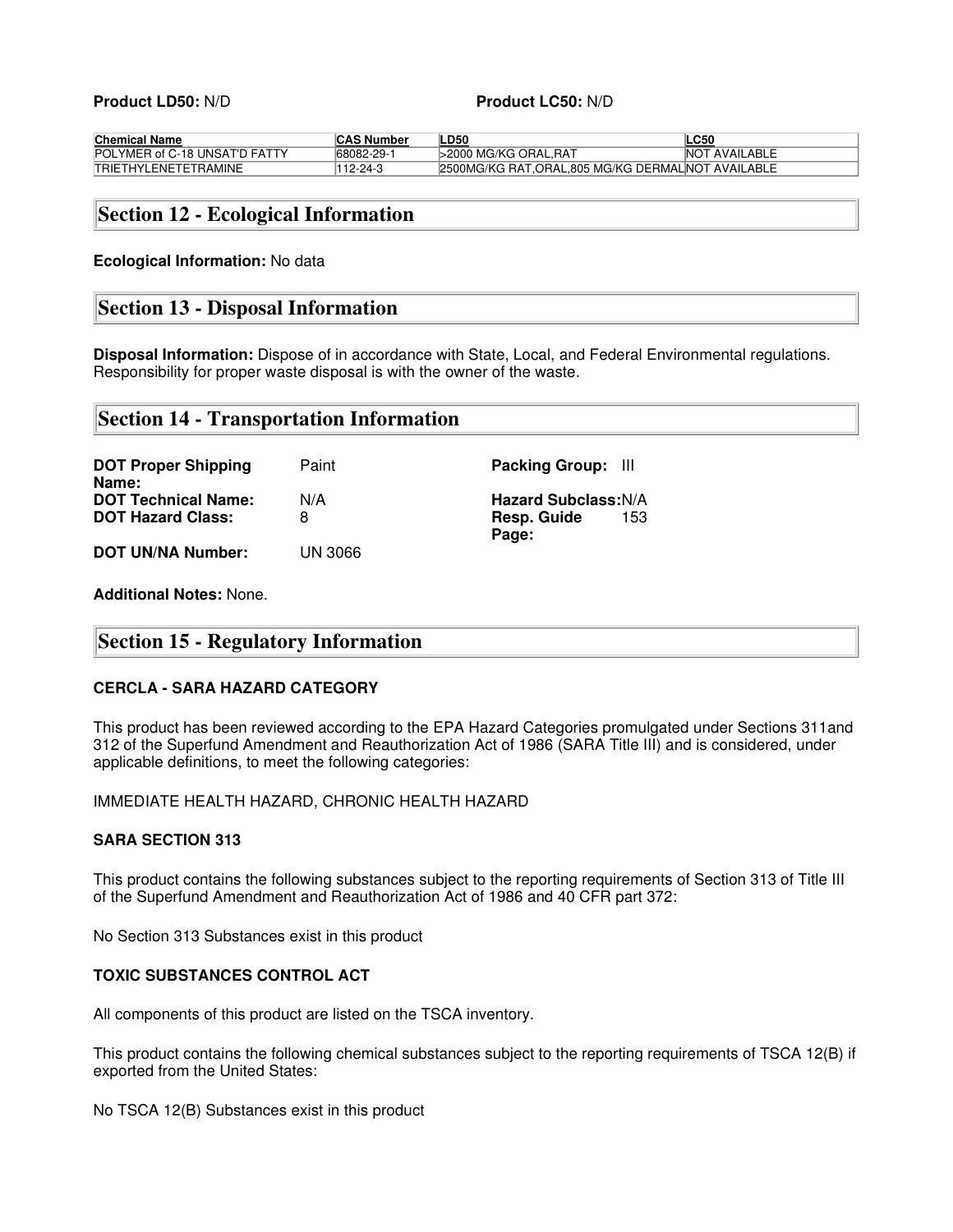**Product LD50:** N/D **Product LC50:** N/D

| Chemical Name | CAS Number | LD50 | LC50 |
|---|---|---|---|
| POLYMER of C-18 UNSAT'D FATTY | 68082-29-1 | >2000 MG/KG ORAL,RAT | NOT AVAILABLE |
| TRIETHYLENETETRAMINE | 112-24-3 | 2500MG/KG RAT,ORAL,805 MG/KG DERMAL | NOT AVAILABLE |

## Section 12 - Ecological Information

**Ecological Information:** No data

## Section 13 - Disposal Information

**Disposal Information:** Dispose of in accordance with State, Local, and Federal Environmental regulations. Responsibility for proper waste disposal is with the owner of the waste.

## Section 14 - Transportation Information

**DOT Proper Shipping Name:** Paint

**DOT Technical Name:** N/A

**DOT Hazard Class:** 8

**DOT UN/NA Number:** UN 3066

**Packing Group:** III

**Hazard Subclass:** N/A

**Resp. Guide Page:** 153

**Additional Notes:** None.

## Section 15 - Regulatory Information

**CERCLA - SARA HAZARD CATEGORY**

This product has been reviewed according to the EPA Hazard Categories promulgated under Sections 311and 312 of the Superfund Amendment and Reauthorization Act of 1986 (SARA Title III) and is considered, under applicable definitions, to meet the following categories:

IMMEDIATE HEALTH HAZARD, CHRONIC HEALTH HAZARD

**SARA SECTION 313**

This product contains the following substances subject to the reporting requirements of Section 313 of Title III of the Superfund Amendment and Reauthorization Act of 1986 and 40 CFR part 372:

No Section 313 Substances exist in this product

**TOXIC SUBSTANCES CONTROL ACT**

All components of this product are listed on the TSCA inventory.

This product contains the following chemical substances subject to the reporting requirements of TSCA 12(B) if exported from the United States:

No TSCA 12(B) Substances exist in this product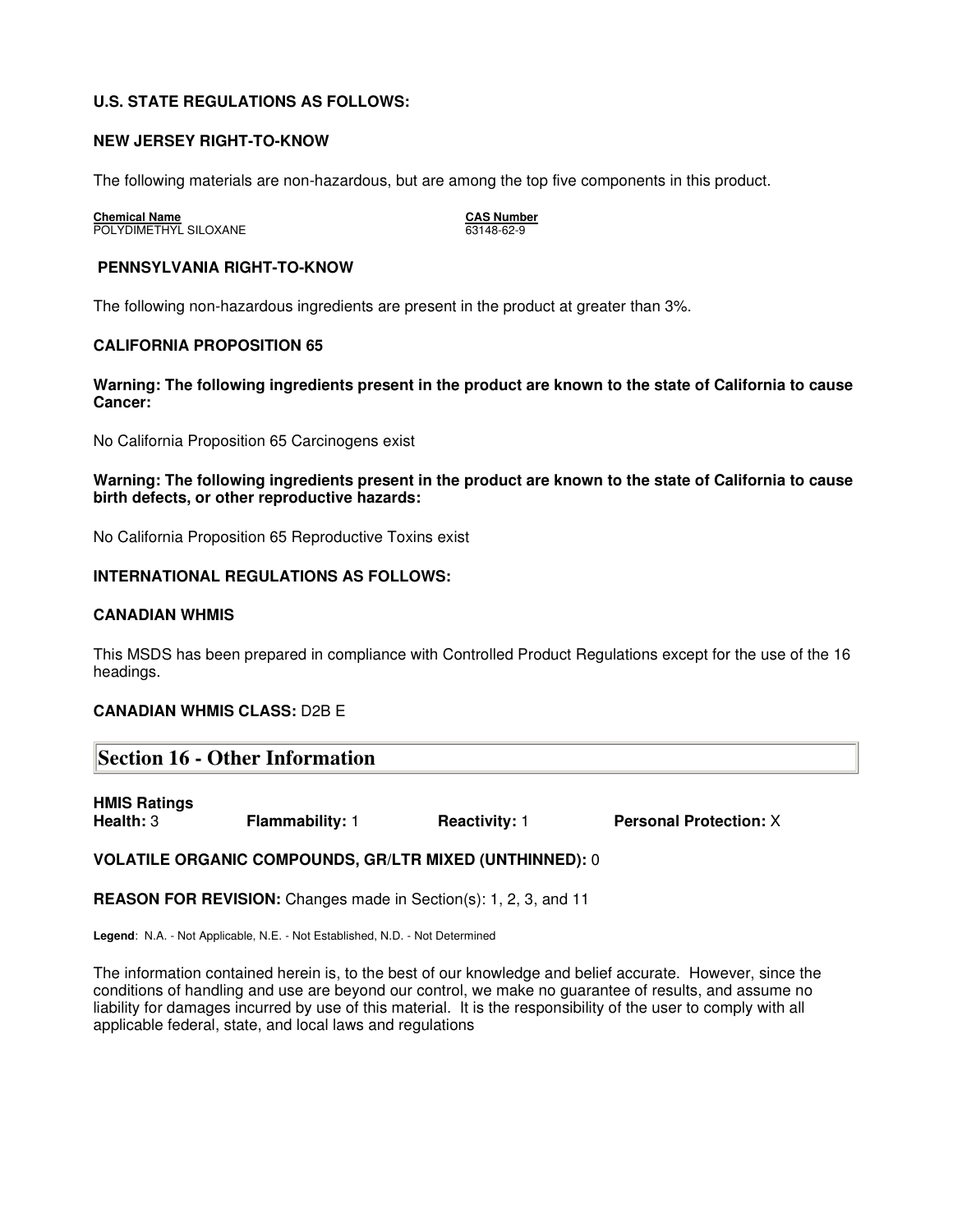**U.S. STATE REGULATIONS AS FOLLOWS:**

**NEW JERSEY RIGHT-TO-KNOW**

The following materials are non-hazardous, but are among the top five components in this product.

| Chemical Name | CAS Number |
|---|---|
| POLYDIMETHYL SILOXANE | 63148-62-9 |

**PENNSYLVANIA RIGHT-TO-KNOW**

The following non-hazardous ingredients are present in the product at greater than 3%.

**CALIFORNIA PROPOSITION 65**

**Warning: The following ingredients present in the product are known to the state of California to cause Cancer:**

No California Proposition 65 Carcinogens exist

**Warning: The following ingredients present in the product are known to the state of California to cause birth defects, or other reproductive hazards:**

No California Proposition 65 Reproductive Toxins exist

**INTERNATIONAL REGULATIONS AS FOLLOWS:**

**CANADIAN WHMIS**

This MSDS has been prepared in compliance with Controlled Product Regulations except for the use of the 16 headings.

**CANADIAN WHMIS CLASS:** D2B E

## Section 16 - Other Information

**HMIS Ratings**

**Health:** 3 **Flammability:** 1 **Reactivity:** 1 **Personal Protection:** X

**VOLATILE ORGANIC COMPOUNDS, GR/LTR MIXED (UNTHINNED):** 0

**REASON FOR REVISION:** Changes made in Section(s): 1, 2, 3, and 11

**Legend**: N.A. - Not Applicable, N.E. - Not Established, N.D. - Not Determined

The information contained herein is, to the best of our knowledge and belief accurate. However, since the conditions of handling and use are beyond our control, we make no guarantee of results, and assume no liability for damages incurred by use of this material. It is the responsibility of the user to comply with all applicable federal, state, and local laws and regulations